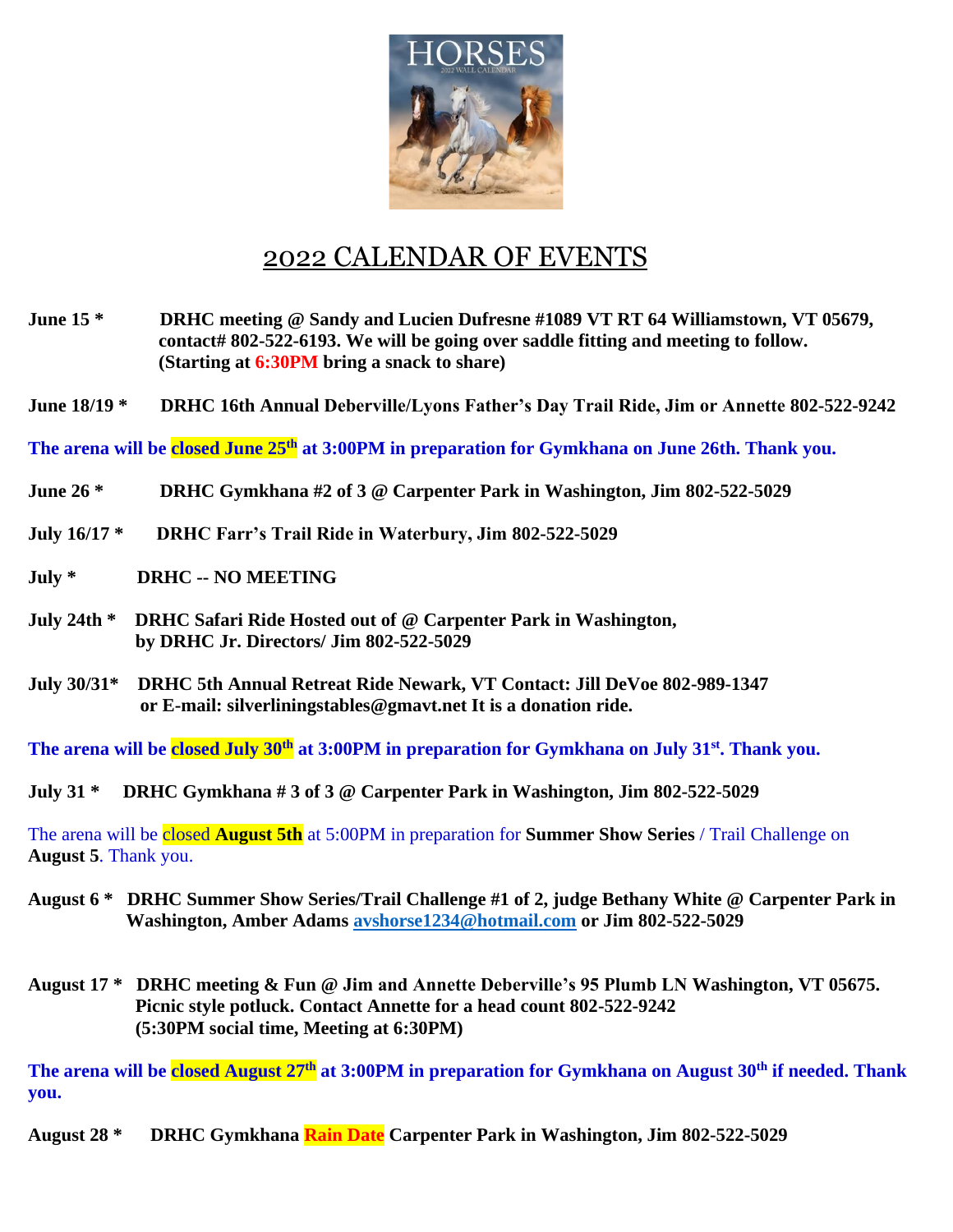# 2022 CALENDAR OF EVENTS

**June 15 *** **DRHC meeting @ Sandy and Lucien Dufresne #1089 VT RT 64 Williamstown, VT 05679, contact# 802-522-6193. We will be going over saddle fitting and meeting to follow. (Starting at 6:30PM bring a snack to share)**

**June 18/19 *** **DRHC 16th Annual Deberville/Lyons Father's Day Trail Ride, Jim or Annette 802-522-9242**

**The arena will be closed June 25th at 3:00PM in preparation for Gymkhana on June 26th. Thank you.**

**June 26 *** **DRHC Gymkhana #2 of 3 @ Carpenter Park in Washington, Jim 802-522-5029**

**July 16/17 *** **DRHC Farr's Trail Ride in Waterbury, Jim 802-522-5029**

**July *** **DRHC -- NO MEETING**

**July 24th *** **DRHC Safari Ride Hosted out of @ Carpenter Park in Washington, by DRHC Jr. Directors/ Jim 802-522-5029**

**July 30/31*** **DRHC 5th Annual Retreat Ride Newark, VT Contact: Jill DeVoe 802-989-1347 or E-mail: silverliningstables@gmavt.net It is a donation ride.**

**The arena will be closed July 30th at 3:00PM in preparation for Gymkhana on July 31st. Thank you.**

**July 31 *** **DRHC Gymkhana # 3 of 3 @ Carpenter Park in Washington, Jim 802-522-5029**

The arena will be closed **August 5th** at 5:00PM in preparation for **Summer Show Series** / Trail Challenge on **August 5**. Thank you.

**August 6 *** **DRHC Summer Show Series/Trail Challenge #1 of 2, judge Bethany White @ Carpenter Park in Washington, Amber Adams avshorse1234@hotmail.com or Jim 802-522-5029**

**August 17 *** **DRHC meeting & Fun @ Jim and Annette Deberville's 95 Plumb LN Washington, VT 05675. Picnic style potluck. Contact Annette for a head count 802-522-9242 (5:30PM social time, Meeting at 6:30PM)**

**The arena will be closed August 27th at 3:00PM in preparation for Gymkhana on August 30th if needed. Thank you.**

**August 28 *** **DRHC Gymkhana Rain Date Carpenter Park in Washington, Jim 802-522-5029**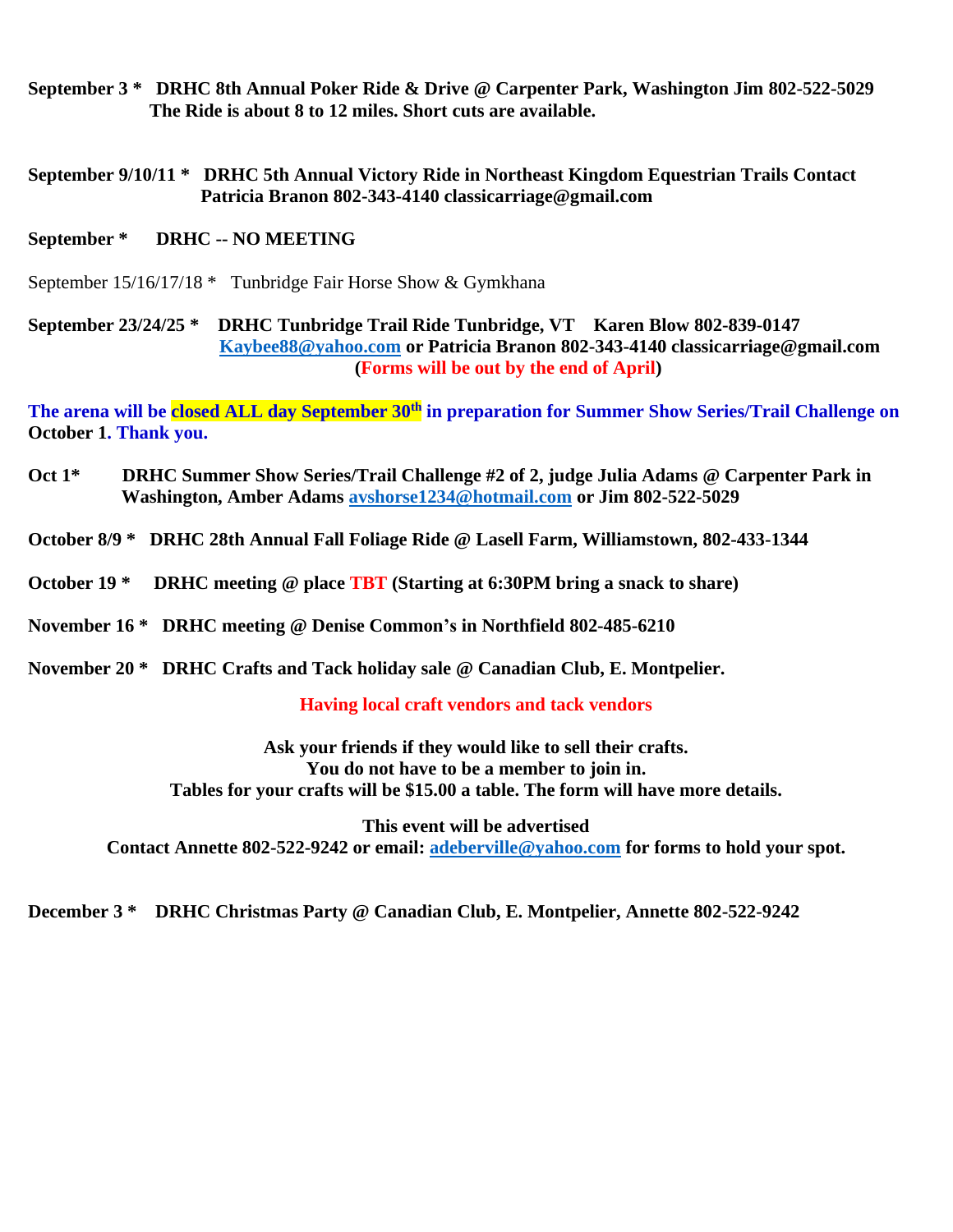**September 3 * DRHC 8th Annual Poker Ride & Drive @ Carpenter Park, Washington Jim 802-522-5029**
**The Ride is about 8 to 12 miles. Short cuts are available.**

**September 9/10/11 * DRHC 5th Annual Victory Ride in Northeast Kingdom Equestrian Trails Contact Patricia Branon 802-343-4140 classicarriage@gmail.com**

**September * DRHC -- NO MEETING**

September 15/16/17/18 * Tunbridge Fair Horse Show & Gymkhana

**September 23/24/25 * DRHC Tunbridge Trail Ride Tunbridge, VT Karen Blow 802-839-0147 Kaybee88@yahoo.com or Patricia Branon 802-343-4140 classicarriage@gmail.com**
**(Forms will be out by the end of April)**

**The arena will be closed ALL day September 30th in preparation for Summer Show Series/Trail Challenge on October 1. Thank you.**

**Oct 1* DRHC Summer Show Series/Trail Challenge #2 of 2, judge Julia Adams @ Carpenter Park in Washington, Amber Adams avshorse1234@hotmail.com or Jim 802-522-5029**

**October 8/9 * DRHC 28th Annual Fall Foliage Ride @ Lasell Farm, Williamstown, 802-433-1344**

**October 19 * DRHC meeting @ place TBT (Starting at 6:30PM bring a snack to share)**

**November 16 * DRHC meeting @ Denise Common's in Northfield 802-485-6210**

**November 20 * DRHC Crafts and Tack holiday sale @ Canadian Club, E. Montpelier.**

**Having local craft vendors and tack vendors**

**Ask your friends if they would like to sell their crafts.**
**You do not have to be a member to join in.**
**Tables for your crafts will be $15.00 a table. The form will have more details.**

**This event will be advertised**
**Contact Annette 802-522-9242 or email: adeberville@yahoo.com for forms to hold your spot.**

**December 3 * DRHC Christmas Party @ Canadian Club, E. Montpelier, Annette 802-522-9242**